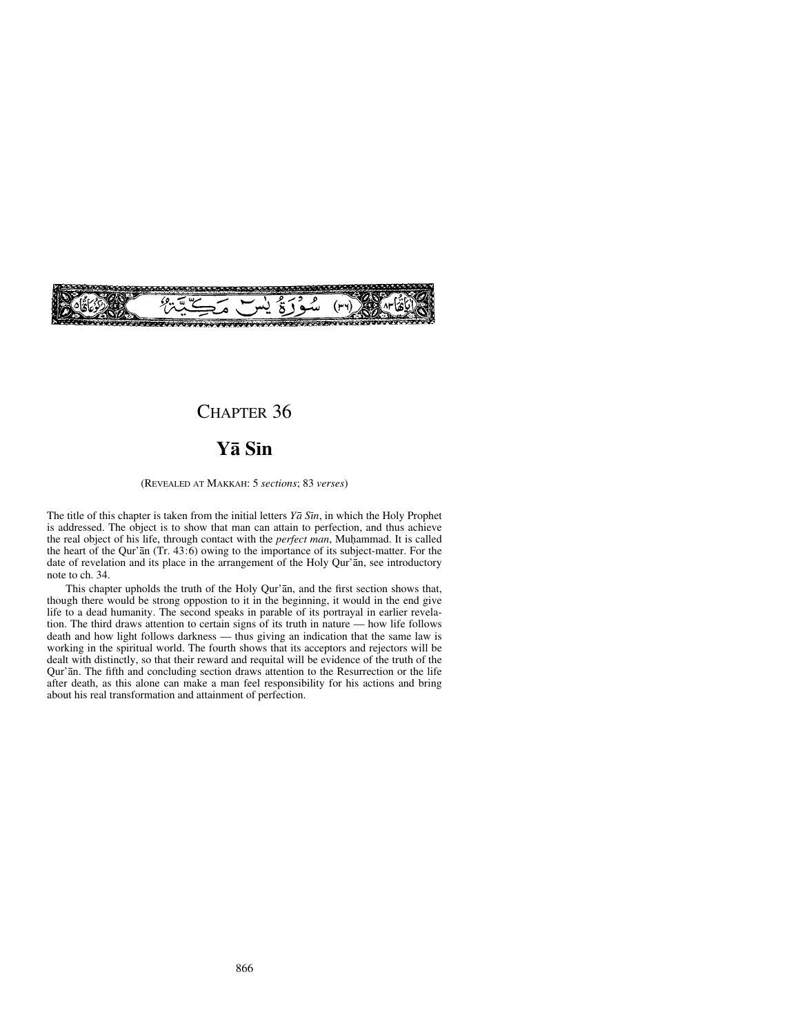سُورَةُ يٰسٓ مَكِّيَّةٌ (٣٦)

# CHAPTER 36

## Yā Sīn

(REVEALED AT MAKKAH: 5 *sections*; 83 *verses*)

The title of this chapter is taken from the initial letters *Yā Sīn*, in which the Holy Prophet is addressed. The object is to show that man can attain to perfection, and thus achieve the real object of his life, through contact with the *perfect man*, Muḥammad. It is called the heart of the Qur'ān (Tr. 43:6) owing to the importance of its subject-matter. For the date of revelation and its place in the arrangement of the Holy Qur'ān, see introductory note to ch. 34.

This chapter upholds the truth of the Holy Qur'ān, and the first section shows that, though there would be strong oppostion to it in the beginning, it would in the end give life to a dead humanity. The second speaks in parable of its portrayal in earlier revelation. The third draws attention to certain signs of its truth in nature — how life follows death and how light follows darkness — thus giving an indication that the same law is working in the spiritual world. The fourth shows that its acceptors and rejectors will be dealt with distinctly, so that their reward and requital will be evidence of the truth of the Qur'ān. The fifth and concluding section draws attention to the Resurrection or the life after death, as this alone can make a man feel responsibility for his actions and bring about his real transformation and attainment of perfection.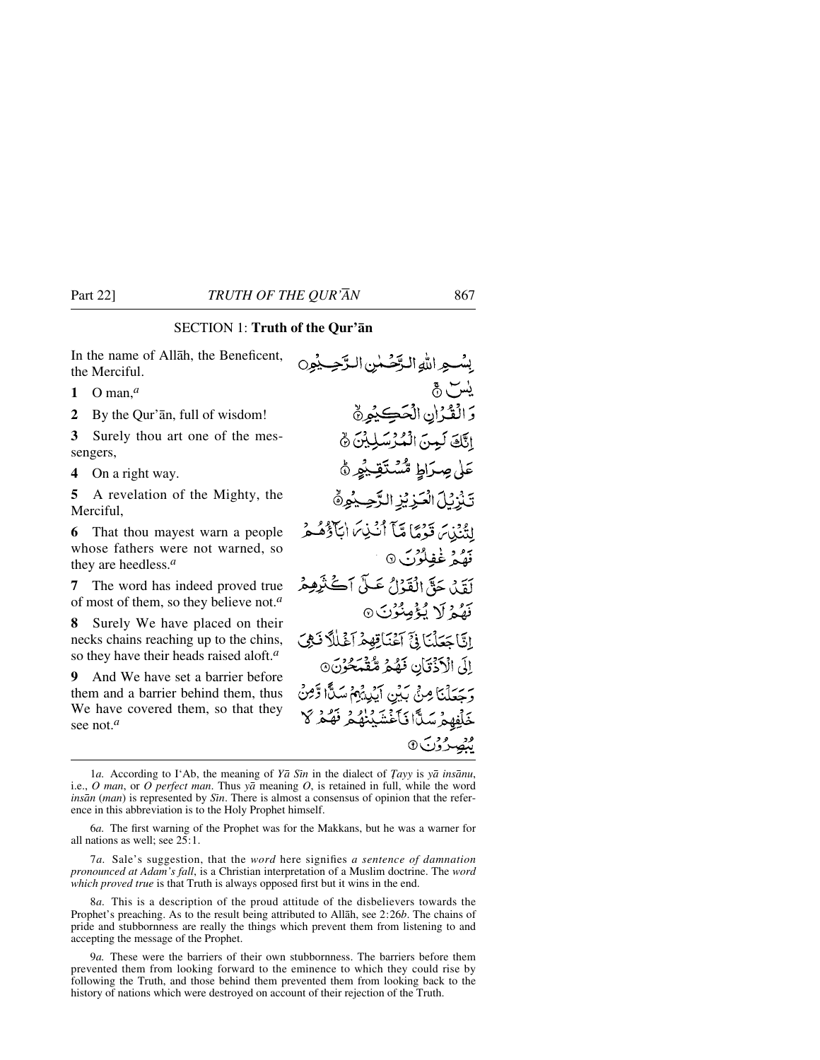## SECTION 1: **Truth of the Qur'ān**

In the name of Allāh, the Beneficent, the Merciful.

بِسْمِ اللّٰهِ الرَّحْمٰنِ الرَّحِيْمِ

**1** O man,[a]

يٰسٓ ۚ

**2** By the Qur'ān, full of wisdom!

وَالْقُرْاٰنِ الْحَكِيْمِ ۙ

**3** Surely thou art one of the messengers,

اِنَّكَ لَمِنَ الْمُرْسَلِيْنَ ۙ

**4** On a right way.

عَلٰى صِرَاطٍ مُّسْتَقِيْمٍ ؕ

**5** A revelation of the Mighty, the Merciful,

تَنْزِيْلَ الْعَزِيْزِ الرَّحِيْمِ ۙ

**6** That thou mayest warn a people whose fathers were not warned, so they are heedless.[a]

لِتُنْذِرَ قَوْمًا مَّاۤ اُنْذِرَ اٰبَآؤُهُمْ فَهُمْ غٰفِلُوْنَ ﴿۶﴾

**7** The word has indeed proved true of most of them, so they believe not.[a]

لَقَدْ حَقَّ الْقَوْلُ عَلٰۤى اَكْثَرِهِمْ فَهُمْ لَا يُؤْمِنُوْنَ ﴿۷﴾

**8** Surely We have placed on their necks chains reaching up to the chins, so they have their heads raised aloft.[a]

اِنَّا جَعَلْنَا فِیْۤ اَعْنَاقِهِمْ اَغْلٰلًا فَهِیَ اِلَى الْاَذْقَانِ فَهُمْ مُّقْمَحُوْنَ ﴿۸﴾

**9** And We have set a barrier before them and a barrier behind them, thus We have covered them, so that they see not.[a]

وَجَعَلْنَا مِنْۢ بَيْنِ اَيْدِيْهِمْ سَدًّا وَّمِنْ خَلْفِهِمْ سَدًّا فَاَغْشَيْنٰهُمْ فَهُمْ لَا يُبْصِرُوْنَ ﴿۹﴾

---

1*a.* According to I'Ab, the meaning of *Yā Sīn* in the dialect of *Ṭayy* is *yā insānu*, i.e., *O man*, or *O perfect man*. Thus *yā* meaning *O*, is retained in full, while the word *insān* (*man*) is represented by *Sīn*. There is almost a consensus of opinion that the reference in this abbreviation is to the Holy Prophet himself.

6*a.* The first warning of the Prophet was for the Makkans, but he was a warner for all nations as well; see 25:1.

7*a.* Sale's suggestion, that the *word* here signifies *a sentence of damnation pronounced at Adam's fall*, is a Christian interpretation of a Muslim doctrine. The *word which proved true* is that Truth is always opposed first but it wins in the end.

8*a.* This is a description of the proud attitude of the disbelievers towards the Prophet's preaching. As to the result being attributed to Allāh, see 2:26*b*. The chains of pride and stubbornness are really the things which prevent them from listening to and accepting the message of the Prophet.

9*a.* These were the barriers of their own stubbornness. The barriers before them prevented them from looking forward to the eminence to which they could rise by following the Truth, and those behind them prevented them from looking back to the history of nations which were destroyed on account of their rejection of the Truth.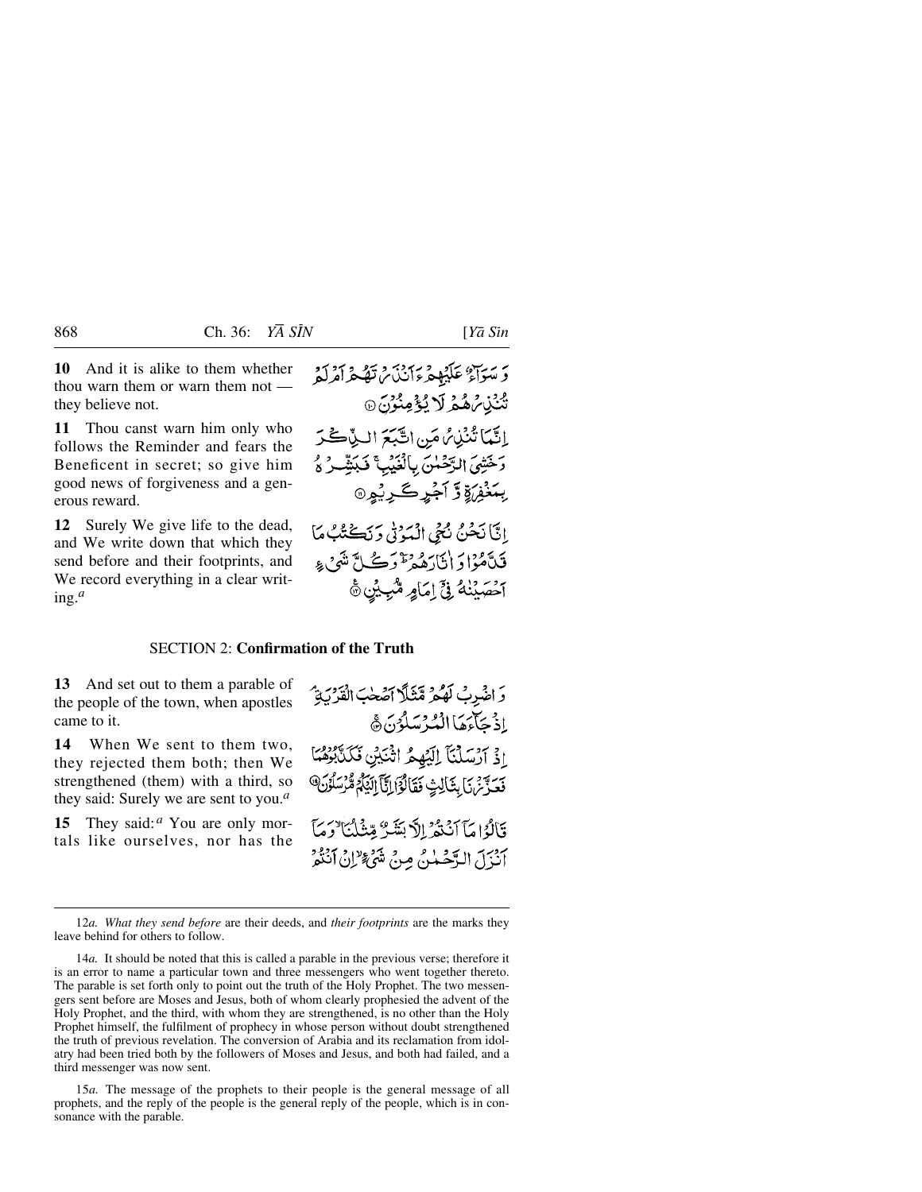**10** And it is alike to them whether thou warn them or warn them not — they believe not.

وَ سَوَآءٌ عَلَيۡهِمۡ ءَاَنۡذَرۡتَهُمۡ اَمۡ لَمۡ تُنۡذِرۡهُمۡ لَا يُؤۡمِنُوۡنَ ﴿۱۰﴾

**11** Thou canst warn him only who follows the Reminder and fears the Beneficent in secret; so give him good news of forgiveness and a generous reward.

اِنَّمَا تُنۡذِرُ مَنِ اتَّبَعَ الذِّکۡرَ وَ خَشِیَ الرَّحۡمٰنَ بِالۡغَیۡبِ ۚ فَبَشِّرۡهُ بِمَغۡفِرَۃٍ وَّ اَجۡرٍ کَرِیۡمٍ ﴿۱۱﴾

**12** Surely We give life to the dead, and We write down that which they send before and their footprints, and We record everything in a clear writing.[a]

اِنَّا نَحۡنُ نُحۡیِ الۡمَوۡتٰی وَ نَکۡتُبُ مَا قَدَّمُوۡا وَ اٰثَارَهُمۡ ؕ وَ کُلَّ شَیۡءٍ اَحۡصَیۡنٰهُ فِیۡۤ اِمَامٍ مُّبِیۡنٍ ﴿۱۲﴾

## SECTION 2: **Confirmation of the Truth**

**13** And set out to them a parable of the people of the town, when apostles came to it.

وَ اضۡرِبۡ لَهُمۡ مَّثَلًا اَصۡحٰبَ الۡقَرۡیَۃِ ۘ اِذۡ جَآءَهَا الۡمُرۡسَلُوۡنَ ﴿ۚ۱۳﴾

**14** When We sent to them two, they rejected them both; then We strengthened (them) with a third, so they said: Surely we are sent to you.[a]

اِذۡ اَرۡسَلۡنَاۤ اِلَیۡهِمُ اثۡنَیۡنِ فَکَذَّبُوۡهُمَا فَعَزَّزۡنَا بِثَالِثٍ فَقَالُوۡۤا اِنَّاۤ اِلَیۡکُمۡ مُّرۡسَلُوۡنَ ﴿۱۴﴾

**15** They said:[a] You are only mortals like ourselves, nor has the

قَالُوۡا مَاۤ اَنۡتُمۡ اِلَّا بَشَرٌ مِّثۡلُنَا ۙ وَ مَاۤ اَنۡزَلَ الرَّحۡمٰنُ مِنۡ شَیۡءٍ ۙ اِنۡ اَنۡتُمۡ

---

12*a.* *What they send before* are their deeds, and *their footprints* are the marks they leave behind for others to follow.

14*a.* It should be noted that this is called a parable in the previous verse; therefore it is an error to name a particular town and three messengers who went together thereto. The parable is set forth only to point out the truth of the Holy Prophet. The two messengers sent before are Moses and Jesus, both of whom clearly prophesied the advent of the Holy Prophet, and the third, with whom they are strengthened, is no other than the Holy Prophet himself, the fulfilment of prophecy in whose person without doubt strengthened the truth of previous revelation. The conversion of Arabia and its reclamation from idolatry had been tried both by the followers of Moses and Jesus, and both had failed, and a third messenger was now sent.

15*a.* The message of the prophets to their people is the general message of all prophets, and the reply of the people is the general reply of the people, which is in consonance with the parable.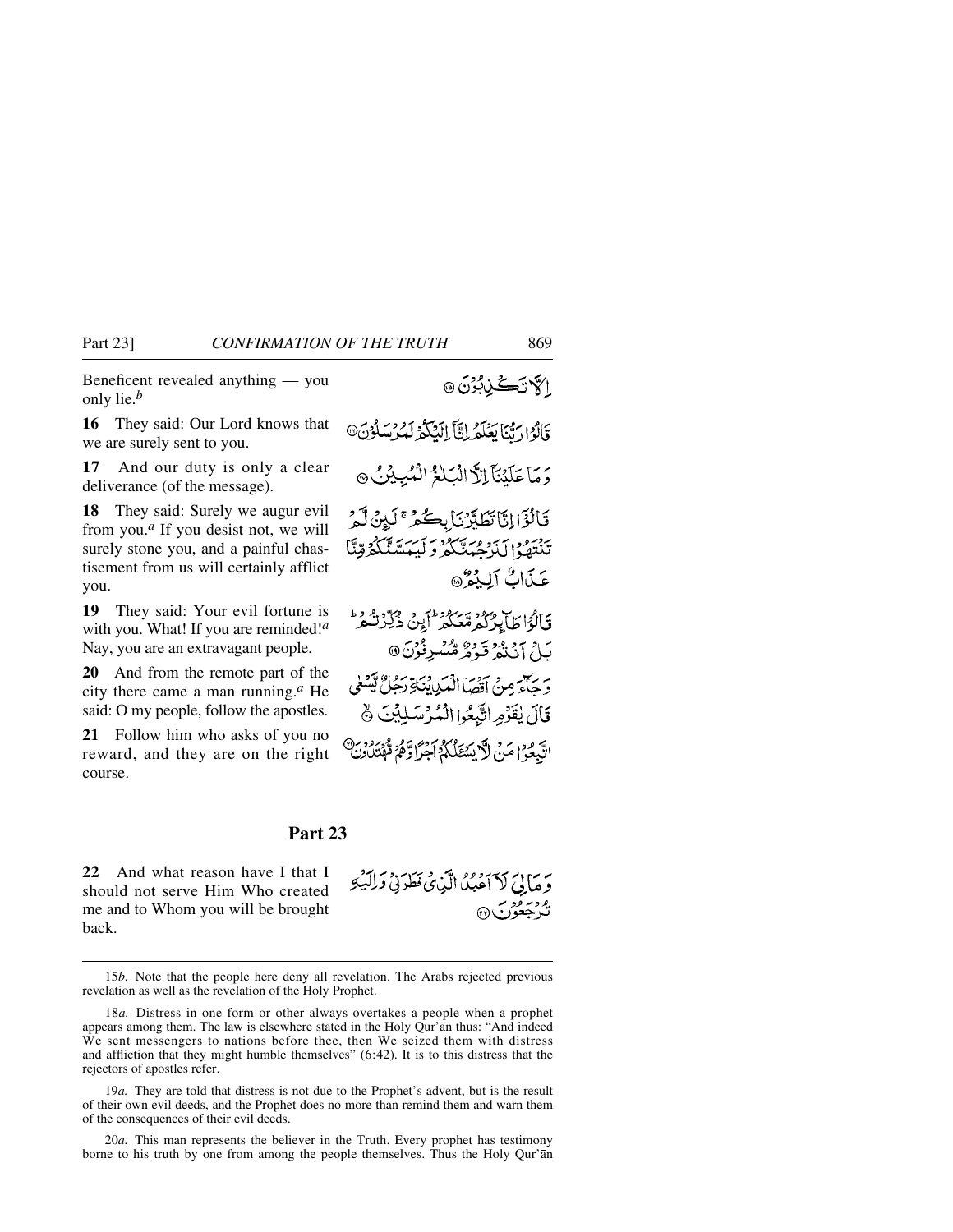Beneficent revealed anything — you only lie.[b]

إِلَّا تَكْذِبُونَ ﴿١٥﴾

**16** They said: Our Lord knows that we are surely sent to you.

قَالُوا رَبُّنَا يَعْلَمُ إِنَّا إِلَيْكُمْ لَمُرْسَلُونَ ﴿١٦﴾

**17** And our duty is only a clear deliverance (of the message).

وَمَا عَلَيْنَا إِلَّا الْبَلٰغُ الْمُبِينُ ﴿١٧﴾

**18** They said: Surely we augur evil from you.[a] If you desist not, we will surely stone you, and a painful chastisement from us will certainly afflict you.

قَالُوا إِنَّا تَطَيَّرْنَا بِكُمْ ۚ لَئِنْ لَّمْ تَنْتَهُوا لَنَرْجُمَنَّكُمْ وَلَيَمَسَّنَّكُمْ مِّنَّا عَذَابٌ أَلِيمٌ ﴿١٨﴾

**19** They said: Your evil fortune is with you. What! If you are reminded![a] Nay, you are an extravagant people.

قَالُوا طٰٓئِرُكُمْ مَّعَكُمْ ۚ أَئِنْ ذُكِّرْتُمْ ۚ بَلْ أَنْتُمْ قَوْمٌ مُّسْرِفُونَ ﴿١٩﴾

**20** And from the remote part of the city there came a man running.[a] He said: O my people, follow the apostles.

وَجَآءَ مِنْ أَقْصَا الْمَدِينَةِ رَجُلٌ يَّسْعٰى قَالَ يٰقَوْمِ اتَّبِعُوا الْمُرْسَلِينَ ﴿٢٠﴾

**21** Follow him who asks of you no reward, and they are on the right course.

اتَّبِعُوا مَنْ لَّا يَسْئَلُكُمْ أَجْرًا وَّهُمْ مُّهْتَدُونَ ﴿٢١﴾

## Part 23

**22** And what reason have I that I should not serve Him Who created me and to Whom you will be brought back.

وَمَا لِيَ لَا أَعْبُدُ الَّذِي فَطَرَنِي وَإِلَيْهِ تُرْجَعُونَ ﴿٢٢﴾

---

15*b.* Note that the people here deny all revelation. The Arabs rejected previous revelation as well as the revelation of the Holy Prophet.

18*a.* Distress in one form or other always overtakes a people when a prophet appears among them. The law is elsewhere stated in the Holy Qur'ān thus: "And indeed We sent messengers to nations before thee, then We seized them with distress and affliction that they might humble themselves" (6:42). It is to this distress that the rejectors of apostles refer.

19*a.* They are told that distress is not due to the Prophet's advent, but is the result of their own evil deeds, and the Prophet does no more than remind them and warn them of the consequences of their evil deeds.

20*a.* This man represents the believer in the Truth. Every prophet has testimony borne to his truth by one from among the people themselves. Thus the Holy Qur'ān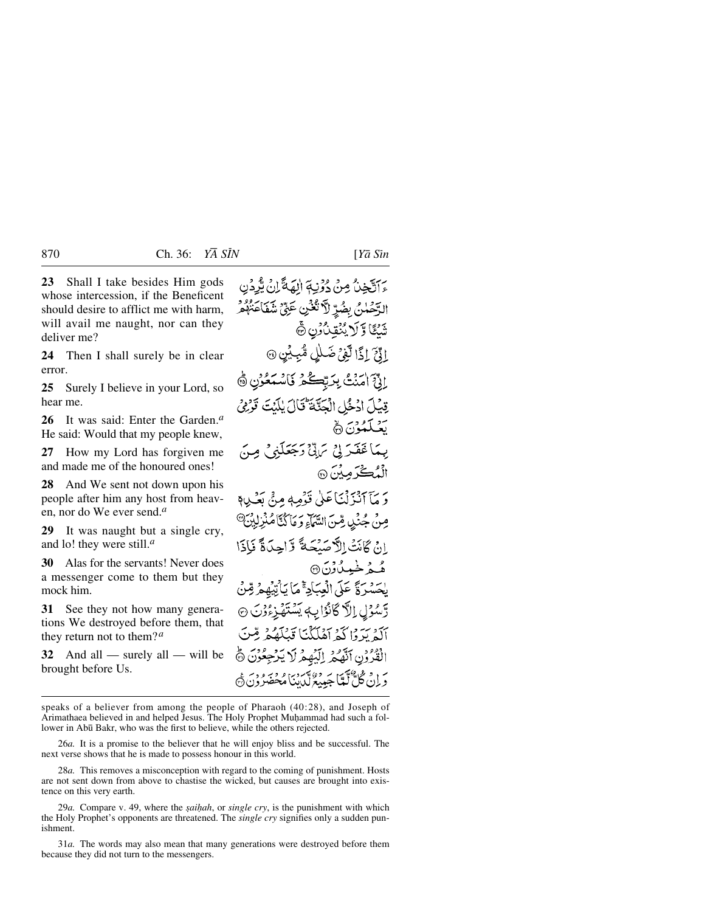**23** Shall I take besides Him gods whose intercession, if the Beneficent should desire to afflict me with harm, will avail me naught, nor can they deliver me?

**24** Then I shall surely be in clear error.

**25** Surely I believe in your Lord, so hear me.

**26** It was said: Enter the Garden.[a] He said: Would that my people knew,

**27** How my Lord has forgiven me and made me of the honoured ones!

**28** And We sent not down upon his people after him any host from heaven, nor do We ever send.[a]

**29** It was naught but a single cry, and lo! they were still.[a]

**30** Alas for the servants! Never does a messenger come to them but they mock him.

**31** See they not how many generations We destroyed before them, that they return not to them?[a]

**32** And all — surely all — will be brought before Us.

ءَاَتَّخِذُ مِنۡ دُوۡنِهٖۤ اٰلِهَۃً اِنۡ یُّرِدۡنِ الرَّحۡمٰنُ بِضُرٍّ لَّا تُغۡنِ عَنِّیۡ شَفَاعَتُہُمۡ شَیۡئًا وَّ لَا یُنۡقِذُوۡنِ ﴿۲۳﴾

اِنِّیۡۤ اِذًا لَّفِیۡ ضَلٰلٍ مُّبِیۡنٍ ﴿۲۴﴾

اِنِّیۡۤ اٰمَنۡتُ بِرَبِّکُمۡ فَاسۡمَعُوۡنِ ﴿ؕ۲۵﴾

قِیۡلَ ادۡخُلِ الۡجَنَّۃَ ؕ قَالَ یٰلَیۡتَ قَوۡمِیۡ یَعۡلَمُوۡنَ ﴿ۙ۲۶﴾

بِمَا غَفَرَ لِیۡ رَبِّیۡ وَ جَعَلَنِیۡ مِنَ الۡمُکۡرَمِیۡنَ ﴿۲۷﴾

وَ مَاۤ اَنۡزَلۡنَا عَلٰی قَوۡمِهٖ مِنۡۢ بَعۡدِهٖ مِنۡ جُنۡدٍ مِّنَ السَّمَآءِ وَ مَا کُنَّا مُنۡزِلِیۡنَ ﴿۲۸﴾

اِنۡ کَانَتۡ اِلَّا صَیۡحَۃً وَّاحِدَۃً فَاِذَا هُمۡ خٰمِدُوۡنَ ﴿۲۹﴾

یٰحَسۡرَۃً عَلَی الۡعِبَادِ ۚ مَا یَاۡتِیۡهِمۡ مِّنۡ رَّسُوۡلٍ اِلَّا کَانُوۡا بِهٖ یَسۡتَهۡزِءُوۡنَ ﴿۳۰﴾

اَلَمۡ یَرَوۡا کَمۡ اَهۡلَکۡنَا قَبۡلَهُمۡ مِّنَ الۡقُرُوۡنِ اَنَّهُمۡ اِلَیۡهِمۡ لَا یَرۡجِعُوۡنَ ﴿ؕ۳۱﴾

وَ اِنۡ کُلٌّ لَّمَّا جَمِیۡعٌ لَّدَیۡنَا مُحۡضَرُوۡنَ ﴿۳۲﴾

---

speaks of a believer from among the people of Pharaoh (40:28), and Joseph of Arimathaea believed in and helped Jesus. The Holy Prophet Muḥammad had such a follower in Abū Bakr, who was the first to believe, while the others rejected.

26*a.* It is a promise to the believer that he will enjoy bliss and be successful. The next verse shows that he is made to possess honour in this world.

28*a.* This removes a misconception with regard to the coming of punishment. Hosts are not sent down from above to chastise the wicked, but causes are brought into existence on this very earth.

29*a.* Compare v. 49, where the *ṣaiḥah*, or *single cry*, is the punishment with which the Holy Prophet's opponents are threatened. The *single cry* signifies only a sudden punishment.

31*a.* The words may also mean that many generations were destroyed before them because they did not turn to the messengers.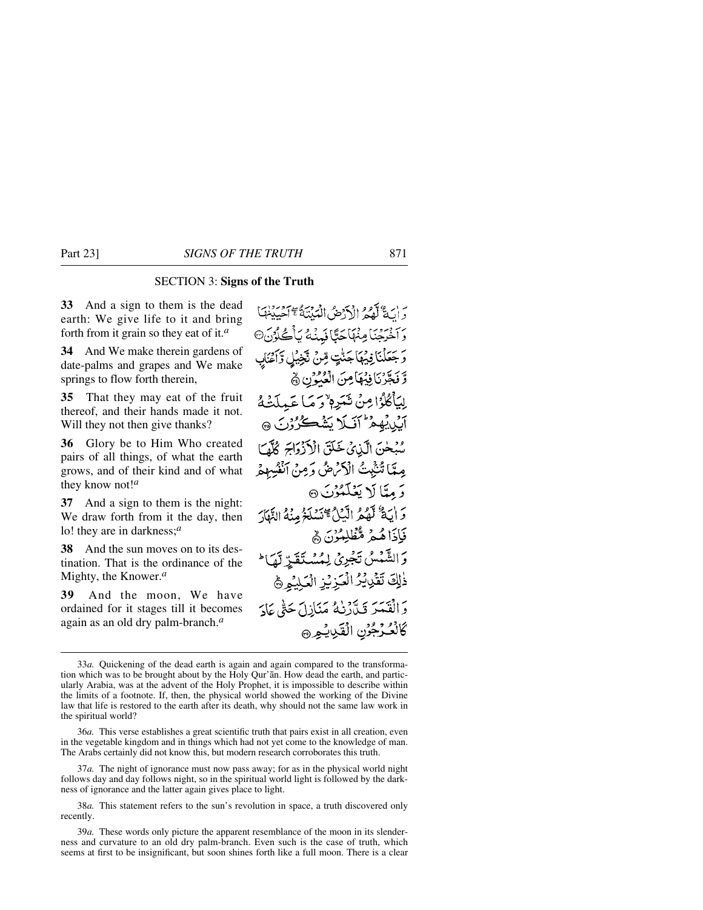## SECTION 3: **Signs of the Truth**

**33** And a sign to them is the dead earth: We give life to it and bring forth from it grain so they eat of it.[a]

**34** And We make therein gardens of date-palms and grapes and We make springs to flow forth therein,

**35** That they may eat of the fruit thereof, and their hands made it not. Will they not then give thanks?

**36** Glory be to Him Who created pairs of all things, of what the earth grows, and of their kind and of what they know not![a]

**37** And a sign to them is the night: We draw forth from it the day, then lo! they are in darkness;[a]

**38** And the sun moves on to its destination. That is the ordinance of the Mighty, the Knower.[a]

**39** And the moon, We have ordained for it stages till it becomes again as an old dry palm-branch.[a]

وَ اٰيَةٌ لَّهُمُ الْاَرْضُ الْمَيْتَةُ ۚۖ اَحْيَيْنٰهَا وَ اَخْرَجْنَا مِنْهَا حَبًّا فَمِنْهُ يَاْكُلُوْنَ ۝ وَ جَعَلْنَا فِيْهَا جَنّٰتٍ مِّنْ نَّخِيْلٍ وَّ اَعْنَابٍ وَّ فَجَّرْنَا فِيْهَا مِنَ الْعُيُوْنِ ۝ لِيَاْكُلُوْا مِنْ ثَمَرِهٖ ۙ وَ مَا عَمِلَتْهُ اَيْدِيْهِمْ ؕ اَفَلَا يَشْكُرُوْنَ ۝ سُبْحٰنَ الَّذِيْ خَلَقَ الْاَزْوَاجَ كُلَّهَا مِمَّا تُنْۢبِتُ الْاَرْضُ وَ مِنْ اَنْفُسِهِمْ وَ مِمَّا لَا يَعْلَمُوْنَ ۝ وَ اٰيَةٌ لَّهُمُ الَّيْلُ ۚۖ نَسْلَخُ مِنْهُ النَّهَارَ فَاِذَا هُمْ مُّظْلِمُوْنَ ۝ وَ الشَّمْسُ تَجْرِيْ لِمُسْتَقَرٍّ لَّهَا ؕ ذٰلِكَ تَقْدِيْرُ الْعَزِيْزِ الْعَلِيْمِ ۝ وَ الْقَمَرَ قَدَّرْنٰهُ مَنَازِلَ حَتّٰى عَادَ كَالْعُرْجُوْنِ الْقَدِيْمِ ۝

---

33*a.* Quickening of the dead earth is again and again compared to the transformation which was to be brought about by the Holy Qur'ān. How dead the earth, and particularly Arabia, was at the advent of the Holy Prophet, it is impossible to describe within the limits of a footnote. If, then, the physical world showed the working of the Divine law that life is restored to the earth after its death, why should not the same law work in the spiritual world?

36*a.* This verse establishes a great scientific truth that pairs exist in all creation, even in the vegetable kingdom and in things which had not yet come to the knowledge of man. The Arabs certainly did not know this, but modern research corroborates this truth.

37*a.* The night of ignorance must now pass away; for as in the physical world night follows day and day follows night, so in the spiritual world light is followed by the darkness of ignorance and the latter again gives place to light.

38*a.* This statement refers to the sun's revolution in space, a truth discovered only recently.

39*a.* These words only picture the apparent resemblance of the moon in its slenderness and curvature to an old dry palm-branch. Even such is the case of truth, which seems at first to be insignificant, but soon shines forth like a full moon. There is a clear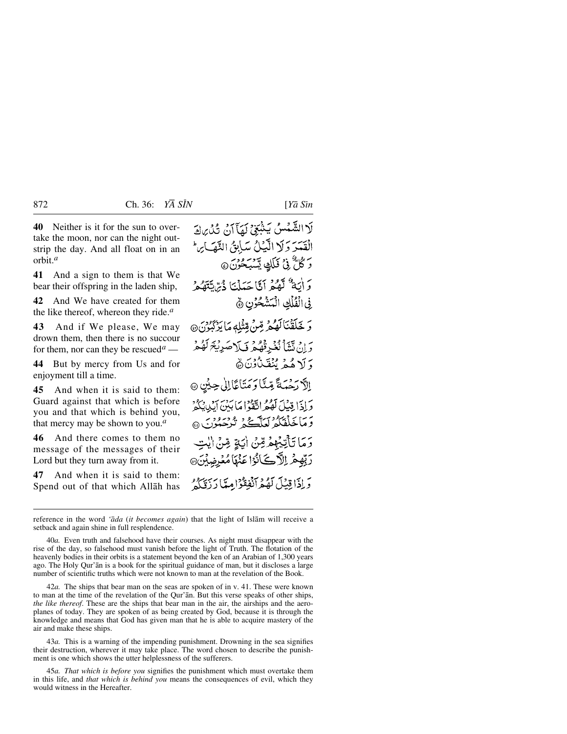**40** Neither is it for the sun to overtake the moon, nor can the night outstrip the day. And all float on in an orbit.[a]

لَا الشَّمْسُ يَنۢبَغِيْ لَهَآ اَنْ تُدْرِكَ الْقَمَرَ وَلَا الَّيْلُ سَابِقُ النَّهَارِ ؕ وَكُلٌّ فِيْ فَلَكٍ يَّسْبَحُوْنَ ﴿۴۰﴾

**41** And a sign to them is that We bear their offspring in the laden ship,

وَاٰيَةٌ لَّهُمْ اَنَّا حَمَلْنَا ذُرِّيَّتَهُمْ فِي الْفُلْكِ الْمَشْحُوْنِ ﴿۴۱﴾

**42** And We have created for them the like thereof, whereon they ride.[a]

وَخَلَقْنَا لَهُمْ مِّنْ مِّثْلِهٖ مَا يَرْكَبُوْنَ ﴿۴۲﴾

**43** And if We please, We may drown them, then there is no succour for them, nor can they be rescued[a] —

وَاِنْ نَّشَاْ نُغْرِقْهُمْ فَلَا صَرِيْخَ لَهُمْ وَلَا هُمْ يُنْقَذُوْنَ ﴿۴۳﴾

**44** But by mercy from Us and for enjoyment till a time.

اِلَّا رَحْمَةً مِّنَّا وَمَتَاعًا اِلٰى حِيْنٍ ﴿۴۴﴾

**45** And when it is said to them: Guard against that which is before you and that which is behind you, that mercy may be shown to you.[a]

وَاِذَا قِيْلَ لَهُمُ اتَّقُوْا مَا بَيْنَ اَيْدِيْكُمْ وَمَا خَلْفَكُمْ لَعَلَّكُمْ تُرْحَمُوْنَ ﴿۴۵﴾

**46** And there comes to them no message of the messages of their Lord but they turn away from it.

وَمَا تَاْتِيْهِمْ مِّنْ اٰيَةٍ مِّنْ اٰيٰتِ رَبِّهِمْ اِلَّا كَانُوْا عَنْهَا مُعْرِضِيْنَ ﴿۴۶﴾

**47** And when it is said to them: Spend out of that which Allāh has

وَاِذَا قِيْلَ لَهُمْ اَنْفِقُوْا مِمَّا رَزَقَكُمُ

---

reference in the word *'āda* (*it becomes again*) that the light of Islām will receive a setback and again shine in full resplendence.

40*a.* Even truth and falsehood have their courses. As night must disappear with the rise of the day, so falsehood must vanish before the light of Truth. The flotation of the heavenly bodies in their orbits is a statement beyond the ken of an Arabian of 1,300 years ago. The Holy Qur'ān is a book for the spiritual guidance of man, but it discloses a large number of scientific truths which were not known to man at the revelation of the Book.

42*a.* The ships that bear man on the seas are spoken of in v. 41. These were known to man at the time of the revelation of the Qur'ān. But this verse speaks of other ships, *the like thereof*. These are the ships that bear man in the air, the airships and the aeroplanes of today. They are spoken of as being created by God, because it is through the knowledge and means that God has given man that he is able to acquire mastery of the air and make these ships.

43*a.* This is a warning of the impending punishment. Drowning in the sea signifies their destruction, wherever it may take place. The word chosen to describe the punishment is one which shows the utter helplessness of the sufferers.

45*a.* *That which is before you* signifies the punishment which must overtake them in this life, and *that which is behind you* means the consequences of evil, which they would witness in the Hereafter.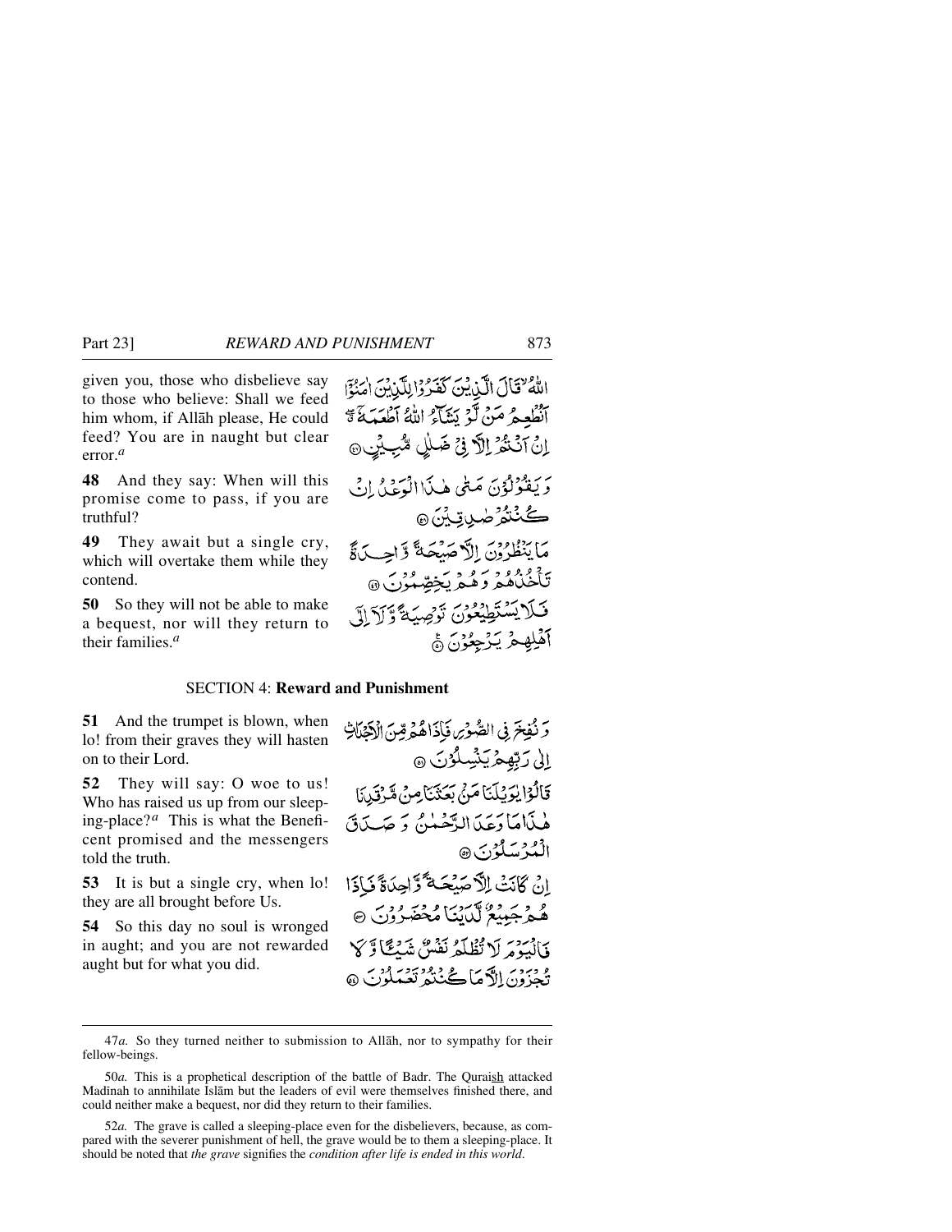given you, those who disbelieve say to those who believe: Shall we feed him whom, if Allāh please, He could feed? You are in naught but clear error.[a]

اللّٰهُ ۙ قَالَ الَّذِيْنَ كَفَرُوْا لِلَّذِيْنَ اٰمَنُوْٓا اَنُطْعِمُ مَنْ لَّوْ يَشَآءُ اللّٰهُ اَطْعَمَهٗٓ ۖ اِنْ اَنْتُمْ اِلَّا فِيْ ضَلٰلٍ مُّبِيْنٍ ﴿۴۷﴾

**48** And they say: When will this promise come to pass, if you are truthful?

وَ يَقُوْلُوْنَ مَتٰى هٰذَا الْوَعْدُ اِنْ كُنْتُمْ صٰدِقِيْنَ ﴿۴۸﴾

**49** They await but a single cry, which will overtake them while they contend.

مَا يَنْظُرُوْنَ اِلَّا صَيْحَةً وَّاحِدَةً تَاْخُذُهُمْ وَ هُمْ يَخِصِّمُوْنَ ﴿۴۹﴾

**50** So they will not be able to make a bequest, nor will they return to their families.[a]

فَلَا يَسْتَطِيْعُوْنَ تَوْصِيَةً وَّ لَآ اِلٰٓى اَهْلِهِمْ يَرْجِعُوْنَ ﴿۵۰﴾

## SECTION 4: **Reward and Punishment**

**51** And the trumpet is blown, when lo! from their graves they will hasten on to their Lord.

وَ نُفِخَ فِي الصُّوْرِ فَاِذَا هُمْ مِّنَ الْاَجْدَاثِ اِلٰى رَبِّهِمْ يَنْسِلُوْنَ ﴿۵۱﴾

**52** They will say: O woe to us! Who has raised us up from our sleeping-place?[a] This is what the Beneficent promised and the messengers told the truth.

قَالُوْا يٰوَيْلَنَا مَنْۢ بَعَثَنَا مِنْ مَّرْقَدِنَا ٜ هٰذَا مَا وَعَدَ الرَّحْمٰنُ وَ صَدَقَ الْمُرْسَلُوْنَ ﴿۵۲﴾

**53** It is but a single cry, when lo! they are all brought before Us.

اِنْ كَانَتْ اِلَّا صَيْحَةً وَّاحِدَةً فَاِذَا هُمْ جَمِيْعٌ لَّدَيْنَا مُحْضَرُوْنَ ﴿۵۳﴾

**54** So this day no soul is wronged in aught; and you are not rewarded aught but for what you did.

فَالْيَوْمَ لَا تُظْلَمُ نَفْسٌ شَيْـًٔا وَّ لَا تُجْزَوْنَ اِلَّا مَا كُنْتُمْ تَعْمَلُوْنَ ﴿۵۴﴾

---

47*a.* So they turned neither to submission to Allāh, nor to sympathy for their fellow-beings.

50*a.* This is a prophetical description of the battle of Badr. The Quraish attacked Madīnah to annihilate Islām but the leaders of evil were themselves finished there, and could neither make a bequest, nor did they return to their families.

52*a.* The grave is called a sleeping-place even for the disbelievers, because, as compared with the severer punishment of hell, the grave would be to them a sleeping-place. It should be noted that *the grave* signifies the *condition after life is ended in this world*.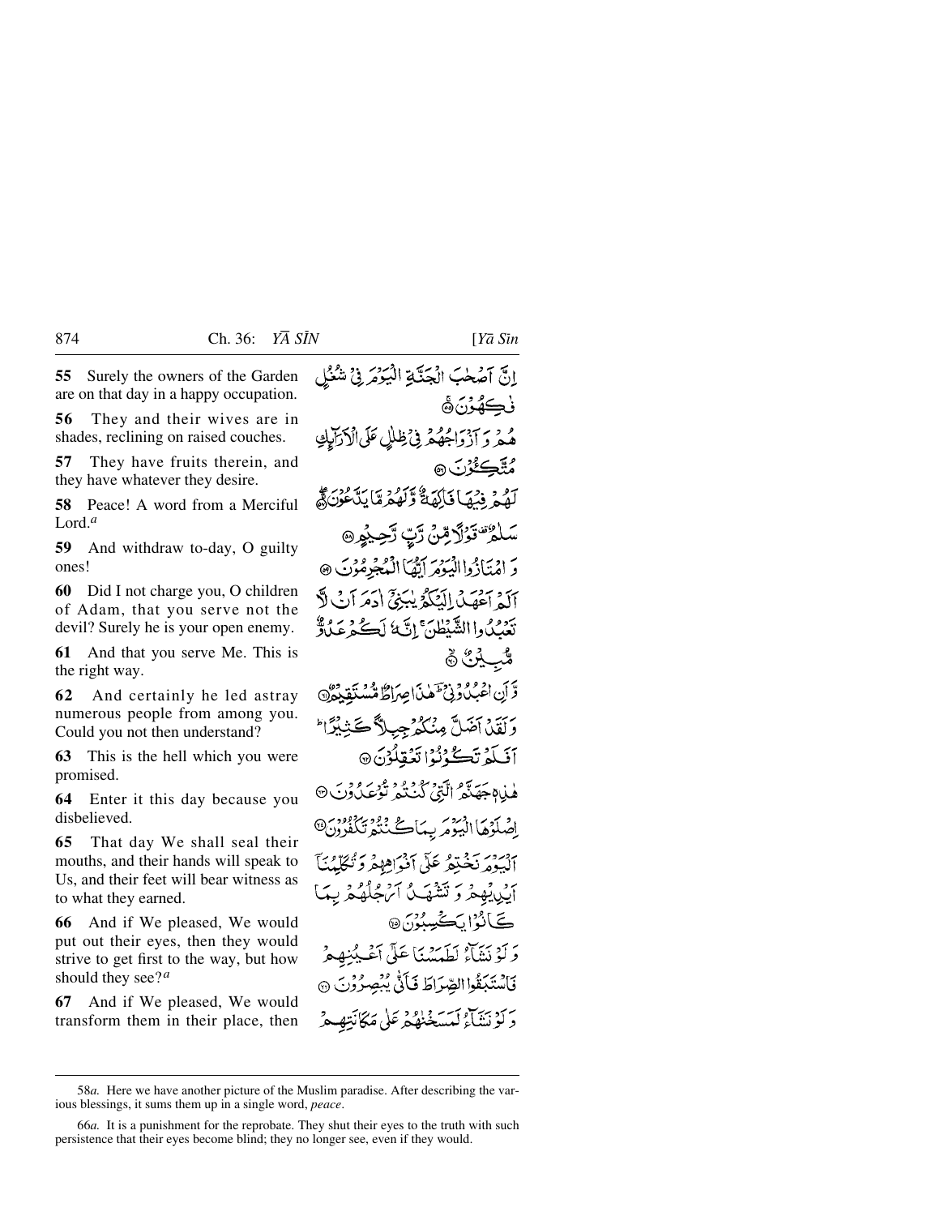**55** Surely the owners of the Garden are on that day in a happy occupation.

**56** They and their wives are in shades, reclining on raised couches.

**57** They have fruits therein, and they have whatever they desire.

**58** Peace! A word from a Merciful Lord.[a]

**59** And withdraw to-day, O guilty ones!

**60** Did I not charge you, O children of Adam, that you serve not the devil? Surely he is your open enemy.

**61** And that you serve Me. This is the right way.

**62** And certainly he led astray numerous people from among you. Could you not then understand?

**63** This is the hell which you were promised.

**64** Enter it this day because you disbelieved.

**65** That day We shall seal their mouths, and their hands will speak to Us, and their feet will bear witness as to what they earned.

**66** And if We pleased, We would put out their eyes, then they would strive to get first to the way, but how should they see?[a]

**67** And if We pleased, We would transform them in their place, then

إِنَّ أَصْحَابَ الْجَنَّةِ الْيَوْمَ فِي شُغُلٍ فَاكِهُونَ ﴿٥٥﴾

هُمْ وَأَزْوَاجُهُمْ فِي ظِلَالٍ عَلَى الْأَرَائِكِ مُتَّكِئُونَ ﴿٥٦﴾

لَهُمْ فِيهَا فَاكِهَةٌ وَلَهُمْ مَا يَدَّعُونَ ﴿٥٧﴾

سَلَامٌ قَوْلًا مِنْ رَبٍّ رَحِيمٍ ﴿٥٨﴾

وَامْتَازُوا الْيَوْمَ أَيُّهَا الْمُجْرِمُونَ ﴿٥٩﴾

أَلَمْ أَعْهَدْ إِلَيْكُمْ يَا بَنِي آدَمَ أَنْ لَا تَعْبُدُوا الشَّيْطَانَ ۖ إِنَّهُ لَكُمْ عَدُوٌّ مُبِينٌ ﴿٦٠﴾

وَأَنِ اعْبُدُونِي ۚ هَٰذَا صِرَاطٌ مُسْتَقِيمٌ ﴿٦١﴾

وَلَقَدْ أَضَلَّ مِنْكُمْ جِبِلًّا كَثِيرًا ۖ أَفَلَمْ تَكُونُوا تَعْقِلُونَ ﴿٦٢﴾

هَٰذِهِ جَهَنَّمُ الَّتِي كُنْتُمْ تُوعَدُونَ ﴿٦٣﴾

اصْلَوْهَا الْيَوْمَ بِمَا كُنْتُمْ تَكْفُرُونَ ﴿٦٤﴾

الْيَوْمَ نَخْتِمُ عَلَىٰ أَفْوَاهِهِمْ وَتُكَلِّمُنَا أَيْدِيهِمْ وَتَشْهَدُ أَرْجُلُهُمْ بِمَا كَانُوا يَكْسِبُونَ ﴿٦٥﴾

وَلَوْ نَشَاءُ لَطَمَسْنَا عَلَىٰ أَعْيُنِهِمْ فَاسْتَبَقُوا الصِّرَاطَ فَأَنَّىٰ يُبْصِرُونَ ﴿٦٦﴾

وَلَوْ نَشَاءُ لَمَسَخْنَاهُمْ عَلَىٰ مَكَانَتِهِمْ

---

58*a.* Here we have another picture of the Muslim paradise. After describing the various blessings, it sums them up in a single word, *peace*.

66*a.* It is a punishment for the reprobate. They shut their eyes to the truth with such persistence that their eyes become blind; they no longer see, even if they would.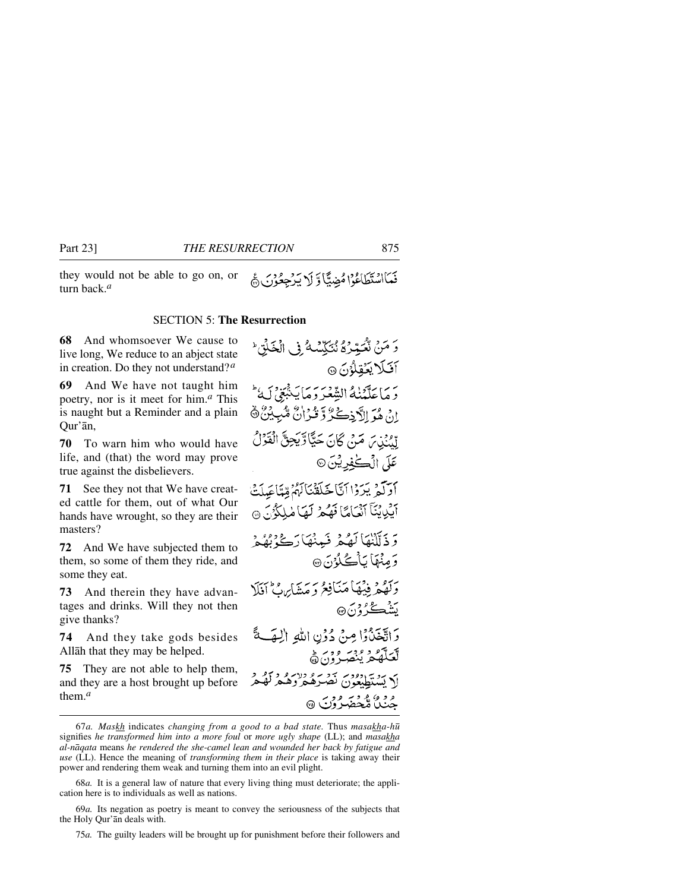they would not be able to go on, or turn back.[a]

فَمَا اسْتَطَاعُوْا مُضِيًّا وَّ لَا يَرْجِعُوْنَ ۝

### SECTION 5: **The Resurrection**

**68** And whomsoever We cause to live long, We reduce to an abject state in creation. Do they not understand?[a]

وَ مَنْ نُّعَمِّرْهُ نُنَكِّسْهُ فِی الْخَلْقِ ؕ اَفَلَا یَعْقِلُوْنَ ۝

**69** And We have not taught him poetry, nor is it meet for him.[a] This is naught but a Reminder and a plain Qur'ān,

وَ مَا عَلَّمْنٰهُ الشِّعْرَ وَ مَا یَنْۢبَغِیْ لَهٗ ؕ اِنْ هُوَ اِلَّا ذِكْرٌ وَّ قُرْاٰنٌ مُّبِیْنٌ ۝

**70** To warn him who would have life, and (that) the word may prove true against the disbelievers.

لِّیُنْذِرَ مَنْ كَانَ حَیًّا وَّ یَحِقَّ الْقَوْلُ عَلَی الْكٰفِرِیْنَ ۝

**71** See they not that We have created cattle for them, out of what Our hands have wrought, so they are their masters?

اَوَ لَمْ یَرَوْا اَنَّا خَلَقْنَا لَهُمْ مِّمَّا عَمِلَتْ اَیْدِیْنَاۤ اَنْعَامًا فَهُمْ لَهَا مٰلِكُوْنَ ۝

**72** And We have subjected them to them, so some of them they ride, and some they eat.

وَ ذَلَّلْنٰهَا لَهُمْ فَمِنْهَا رَكُوْبُهُمْ وَ مِنْهَا یَاْكُلُوْنَ ۝

**73** And therein they have advantages and drinks. Will they not then give thanks?

وَ لَهُمْ فِیْهَا مَنَافِعُ وَ مَشَارِبُ ؕ اَفَلَا یَشْكُرُوْنَ ۝

**74** And they take gods besides Allāh that they may be helped.

وَ اتَّخَذُوْا مِنْ دُوْنِ اللّٰهِ اٰلِهَةً لَّعَلَّهُمْ یُنْصَرُوْنَ ۝

**75** They are not able to help them, and they are a host brought up before them.[a]

لَا یَسْتَطِیْعُوْنَ نَصْرَهُمْ ۙ وَ هُمْ لَهُمْ جُنْدٌ مُّحْضَرُوْنَ ۝

---

67*a.* *Maskh* indicates *changing from a good to a bad state.* Thus *masakha-hū* signifies *he transformed him into a more foul* or *more ugly shape* (LL); and *masakha al-nāqata* means *he rendered the she-camel lean and wounded her back by fatigue and use* (LL). Hence the meaning of *transforming them in their place* is taking away their power and rendering them weak and turning them into an evil plight.

68*a.* It is a general law of nature that every living thing must deteriorate; the application here is to individuals as well as nations.

69*a.* Its negation as poetry is meant to convey the seriousness of the subjects that the Holy Qur'ān deals with.

75*a.* The guilty leaders will be brought up for punishment before their followers and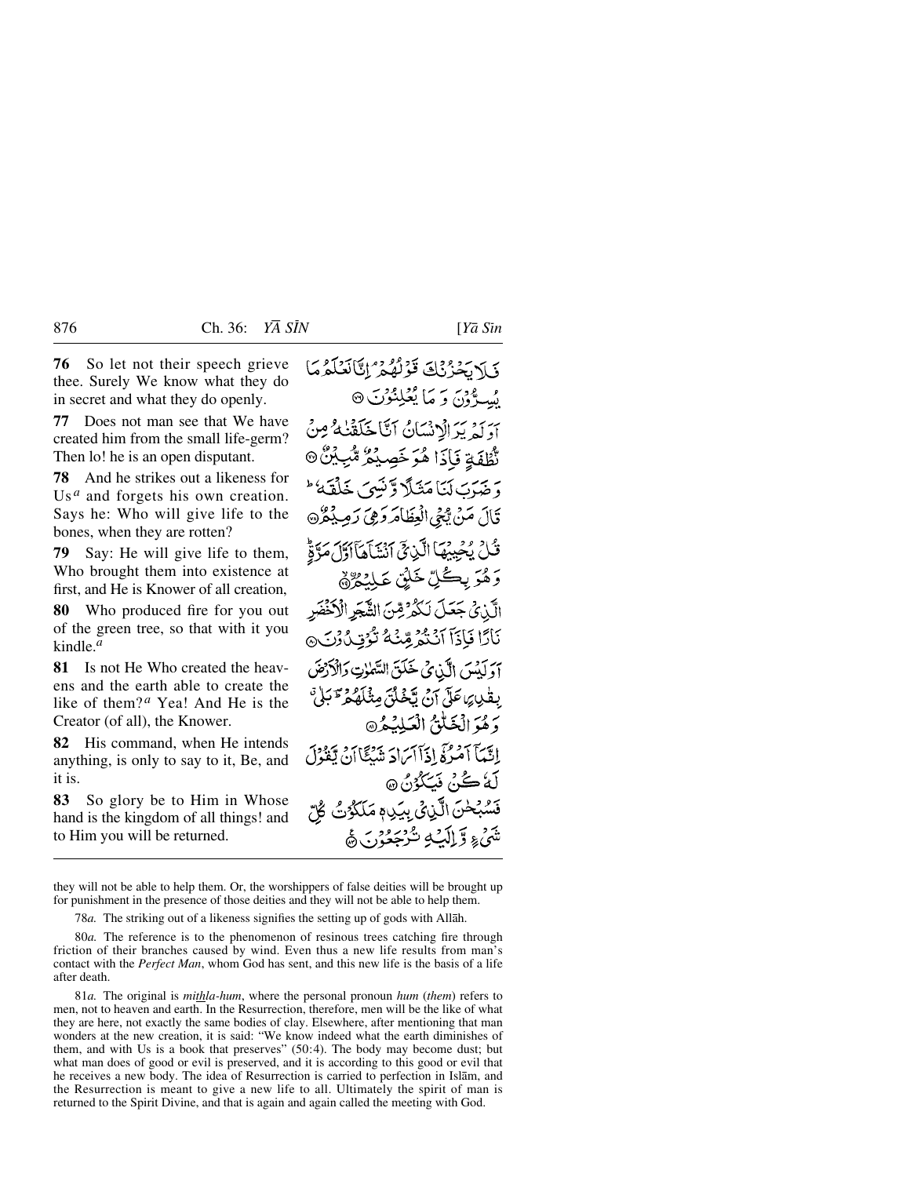**76** So let not their speech grieve thee. Surely We know what they do in secret and what they do openly.

فَلَا يَحْزُنْكَ قَوْلُهُمْ ۘ إِنَّا نَعْلَمُ مَا يُسِرُّوْنَ وَ مَا يُعْلِنُوْنَ ﴿۷۶﴾

**77** Does not man see that We have created him from the small life-germ? Then lo! he is an open disputant.

اَوَ لَمْ يَرَ الْاِنْسَانُ اَنَّا خَلَقْنٰهُ مِنْ نُّطْفَةٍ فَاِذَا هُوَ خَصِيْمٌ مُّبِيْنٌ ﴿۷۷﴾

**78** And he strikes out a likeness for Us[a] and forgets his own creation. Says he: Who will give life to the bones, when they are rotten?

وَ ضَرَبَ لَنَا مَثَلًا وَّ نَسِيَ خَلْقَهٗ ؕ قَالَ مَنْ يُّحْيِ الْعِظَامَ وَ هِيَ رَمِيْمٌ ﴿۷۸﴾

**79** Say: He will give life to them, Who brought them into existence at first, and He is Knower of all creation,

قُلْ يُحْيِيْهَا الَّذِيْۤ اَنْشَاَهَاۤ اَوَّلَ مَرَّةٍ ؕ وَ هُوَ بِكُلِّ خَلْقٍ عَلِيْمُۨ ﴿۷۹﴾

**80** Who produced fire for you out of the green tree, so that with it you kindle.[a]

الَّذِيْ جَعَلَ لَكُمْ مِّنَ الشَّجَرِ الْاَخْضَرِ نَارًا فَاِذَاۤ اَنْتُمْ مِّنْهُ تُوْقِدُوْنَ ﴿۸۰﴾

**81** Is not He Who created the heavens and the earth able to create the like of them?[a] Yea! And He is the Creator (of all), the Knower.

اَوَ لَيْسَ الَّذِيْ خَلَقَ السَّمٰوٰتِ وَ الْاَرْضَ بِقٰدِرٍ عَلٰۤى اَنْ يَّخْلُقَ مِثْلَهُمْ ؕ بَلٰى ٭ وَ هُوَ الْخَلّٰقُ الْعَلِيْمُ ﴿۸۱﴾

**82** His command, when He intends anything, is only to say to it, Be, and it is.

اِنَّمَاۤ اَمْرُهٗۤ اِذَاۤ اَرَادَ شَيْـًٔا اَنْ يَّقُوْلَ لَهٗ كُنْ فَيَكُوْنُ ﴿۸۲﴾

**83** So glory be to Him in Whose hand is the kingdom of all things! and to Him you will be returned.

فَسُبْحٰنَ الَّذِيْ بِيَدِهٖ مَلَكُوْتُ كُلِّ شَيْءٍ وَّ اِلَيْهِ تُرْجَعُوْنَ ﴿۸۳﴾

---

they will not be able to help them. Or, the worshippers of false deities will be brought up for punishment in the presence of those deities and they will not be able to help them.

78*a.* The striking out of a likeness signifies the setting up of gods with Allāh.

80*a.* The reference is to the phenomenon of resinous trees catching fire through friction of their branches caused by wind. Even thus a new life results from man's contact with the *Perfect Man*, whom God has sent, and this new life is the basis of a life after death.

81*a.* The original is *mithla-hum*, where the personal pronoun *hum* (*them*) refers to men, not to heaven and earth. In the Resurrection, therefore, men will be the like of what they are here, not exactly the same bodies of clay. Elsewhere, after mentioning that man wonders at the new creation, it is said: "We know indeed what the earth diminishes of them, and with Us is a book that preserves" (50:4). The body may become dust; but what man does of good or evil is preserved, and it is according to this good or evil that he receives a new body. The idea of Resurrection is carried to perfection in Islām, and the Resurrection is meant to give a new life to all. Ultimately the spirit of man is returned to the Spirit Divine, and that is again and again called the meeting with God.